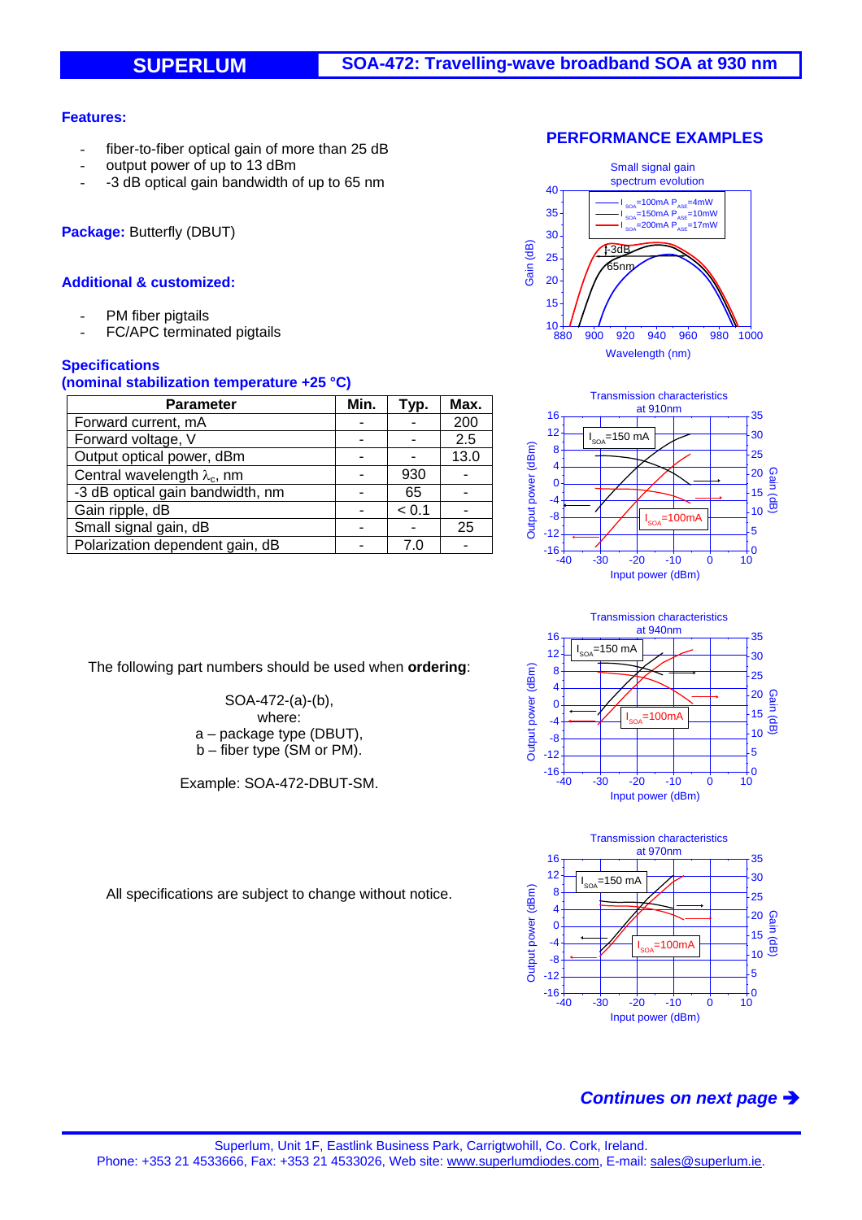# SUPERLUM

## SOA-472: Travelling-wave broadband SOA at 930 nm

### Features:

- fiber-to-fiber optical gain of more than 25 dB
- output power of up to 13 dBm
- -3 dB optical gain bandwidth of up to 65 nm

**Package:** Butterfly (DBUT)

### Additional & customized:

- PM fiber pigtails
- FC/APC terminated pigtails

### Specifications
### (nominal stabilization temperature +25 °C)

| Parameter | Min. | Typ. | Max. |
|---|---|---|---|
| Forward current, mA | - | - | 200 |
| Forward voltage, V | - | - | 2.5 |
| Output optical power, dBm | - | - | 13.0 |
| Central wavelength $\lambda_c$, nm | - | 930 | - |
| -3 dB optical gain bandwidth, nm | - | 65 | - |
| Gain ripple, dB | - | < 0.1 | - |
| Small signal gain, dB | - | - | 25 |
| Polarization dependent gain, dB | - | 7.0 | - |

The following part numbers should be used when **ordering**:

SOA-472-(a)-(b),
where:
a – package type (DBUT),
b – fiber type (SM or PM).

Example: SOA-472-DBUT-SM.

All specifications are subject to change without notice.

### PERFORMANCE EXAMPLES

Small signal gain spectrum evolution

Transmission characteristics at 910nm

Transmission characteristics at 940nm

Transmission characteristics at 970nm

***Continues on next page →***

Superlum, Unit 1F, Eastlink Business Park, Carrigtwohill, Co. Cork, Ireland.
Phone: +353 21 4533666, Fax: +353 21 4533026, Web site: www.superlumdiodes.com, E-mail: sales@superlum.ie.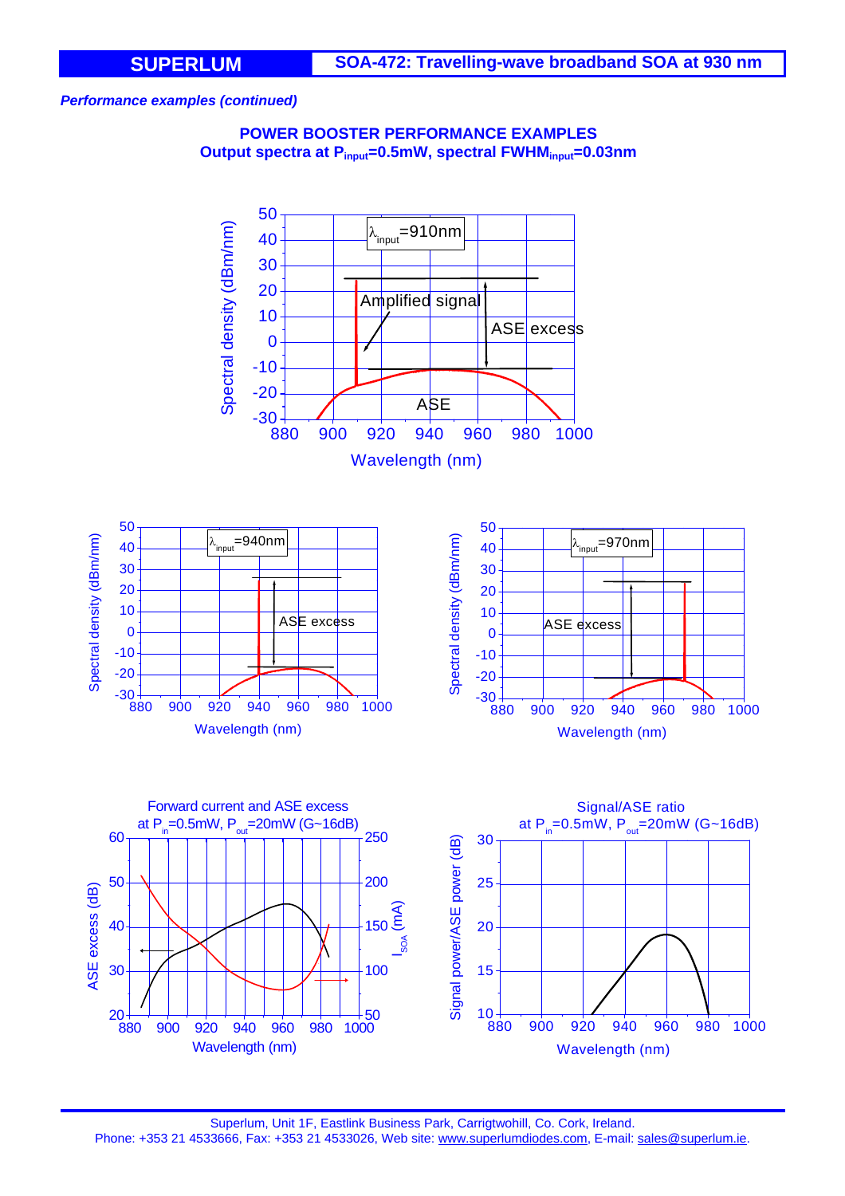*Performance examples (continued)*

**POWER BOOSTER PERFORMANCE EXAMPLES**
**Output spectra at $P_{input}$=0.5mW, spectral $FWHM_{input}$=0.03nm**

$\lambda_{input}$=910nm
Amplified signal
ASE excess
ASE
Spectral density (dBm/nm)
50
40
30
20
10
0
-10
-20
-30
880 900 920 940 960 980 1000
Wavelength (nm)

$\lambda_{input}$=940nm
ASE excess
Spectral density (dBm/nm)
50
40
30
20
10
0
-10
-20
-30
880 900 920 940 960 980 1000
Wavelength (nm)

$\lambda_{input}$=970nm
ASE excess
Spectral density (dBm/nm)
50
40
30
20
10
0
-10
-20
-30
880 900 920 940 960 980 1000
Wavelength (nm)

Forward current and ASE excess
at $P_{in}$=0.5mW, $P_{out}$=20mW (G~16dB)
ASE excess (dB)
60
50
40
30
20
$I_{SOA}$ (mA)
250
200
150
100
50
880 900 920 940 960 980 1000
Wavelength (nm)

Signal/ASE ratio
at $P_{in}$=0.5mW, $P_{out}$=20mW (G~16dB)
Signal power/ASE power (dB)
30
25
20
15
10
880 900 920 940 960 980 1000
Wavelength (nm)

Superlum, Unit 1F, Eastlink Business Park, Carrigtwohill, Co. Cork, Ireland.
Phone: +353 21 4533666, Fax: +353 21 4533026, Web site: www.superlumdiodes.com, E-mail: sales@superlum.ie.